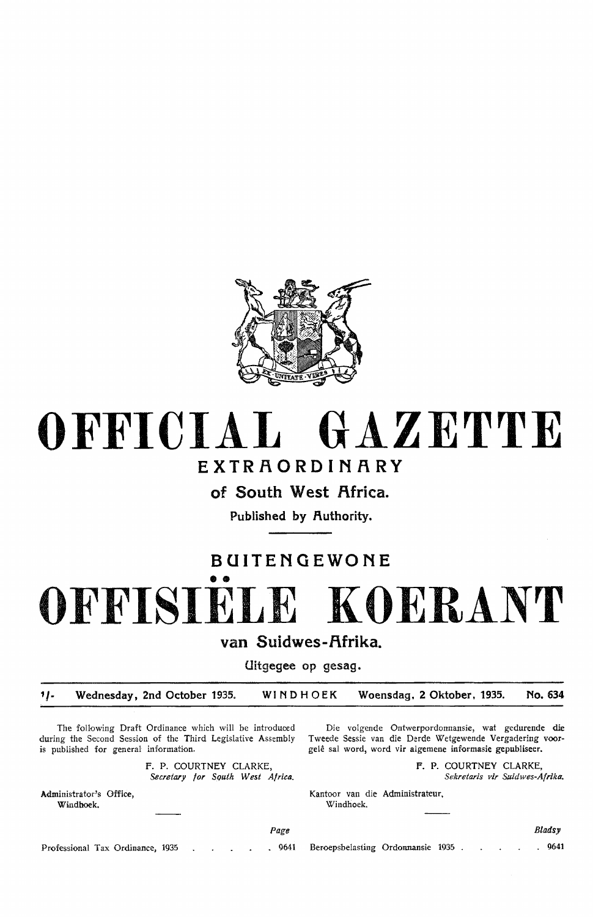# OFFICIAL GAZETTE

## EXTRAORDINARY

### of South West Africa.

Published by Authority.

## BUITENGEWONE

# OFFISIËLE KOERANT

### van Suidwes-Afrika.

Uitgegee op gesag.

1/- Wednesday, 2nd October 1935. WINDHOEK Woensdag, 2 Oktober, 1935. No. 634

The following Draft Ordinance which will be introduced during the Second Session of the Third Legislative Assembly is published for general information.

F. P. COURTNEY CLARKE,
*Secretary for South West Africa.*

Administrator's Office,
Windhoek.

Die volgende Ontwerpordonnansie, wat gedurende die Tweede Sessie van die Derde Wetgewende Vergadering voorgelê sal word, word vir algemene informasie gepubliseer.

F. P. COURTNEY CLARKE,
*Sekretaris vir Suidwes-Afrika.*

Kantoor van die Administrateur,
Windhoek.

| | *Page* |
|---|---|
| Professional Tax Ordinance, 1935 | 9641 |

| | *Bladsy* |
|---|---|
| Beroepsbelasting Ordonnansie 1935 | 9641 |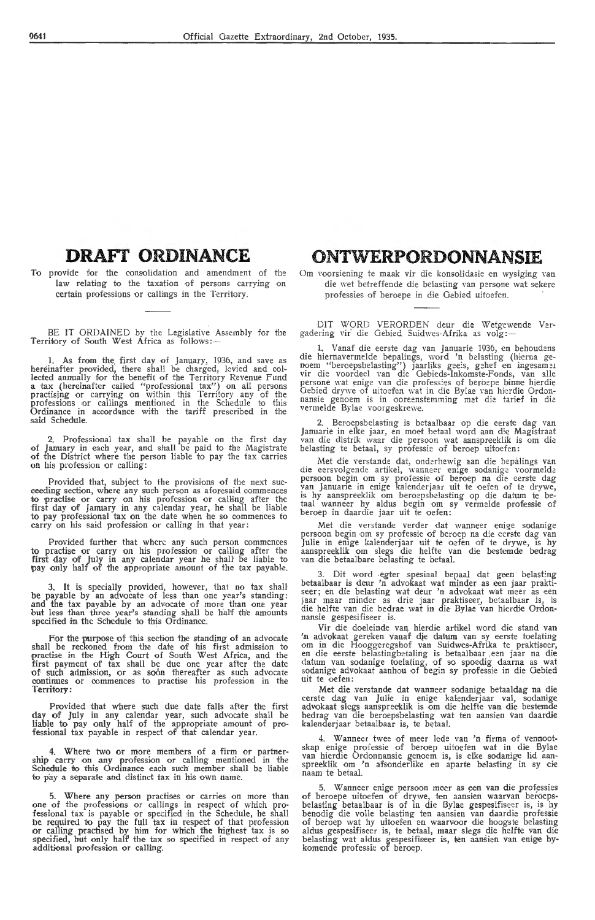# DRAFT ORDINANCE

To provide for the consolidation and amendment of the law relating to the taxation of persons carrying on certain professions or callings in the Territory.

BE IT ORDAINED by the Legislative Assembly for the Territory of South West Africa as follows:—

1. As from the first day of January, 1936, and save as hereinafter provided, there shall be charged, levied and collected annually for the benefit of the Territory Revenue Fund a tax (hereinafter called "professional tax") on all persons practising or carrying on within this Territory any of the professions or callings mentioned in the Schedule to this Ordinance in accordance with the tariff prescribed in the said Schedule.

2. Professional tax shall be payable on the first day of January in each year, and shall be paid to the Magistrate of the District where the person liable to pay the tax carries on his profession or calling:

Provided that, subject to the provisions of the next succeeding section, where any such person as aforesaid commences to practise or carry on his profession or calling after the first day of January in any calendar year, he shall be liable to pay professional tax on the date when he so commences to carry on his said profession or calling in that year:

Provided further that where any such person commences to practise or carry on his profession or calling after the first day of July in any calendar year he shall be liable to pay only half of the appropriate amount of the tax payable.

3. It is specially provided, however, that no tax shall be payable by an advocate of less than one year's standing; and the tax payable by an advocate of more than one year but less than three year's standing shall be half the amounts specified in the Schedule to this Ordinance.

For the purpose of this section the standing of an advocate shall be reckoned from the date of his first admission to practise in the High Court of South West Africa, and the first payment of tax shall be due one year after the date of such admission, or as soon thereafter as such advocate continues or commences to practise his profession in the Territory:

Provided that where such due date falls after the first day of July in any calendar year, such advocate shall be liable to pay only half of the appropriate amount of professional tax payable in respect of that calendar year.

4. Where two or more members of a firm or partnership carry on any profession or calling mentioned in the Schedule to this Ordinance each such member shall be liable to pay a separate and distinct tax in his own name.

5. Where any person practises or carries on more than one of the professions or callings in respect of which professional tax is payable or specified in the Schedule, he shall be required to pay the full tax in respect of that profession or calling practised by him for which the highest tax is so specified, but only half the tax so specified in respect of any additional profession or calling.

# ONTWERPORDONNANSIE

Om voorsiening te maak vir die konsolidasie en wysiging van die wet betreffende die belasting van persone wat sekere professies of beroepe in die Gebied uitoefen.

DIT WORD VERORDEN deur die Wetgewende Vergadering vir die Gebied Suidwes-Afrika as volg:—

1. Vanaf die eerste dag van Januarie 1936, en behoudens die hiernavermelde bepalings, word 'n belasting (hierna genoem "beroepsbelasting") jaarliks geëis, gehef en ingesamel vir die voordeel van die Gebieds-Inkomste-Fonds, van alle persone wat enige van die professies of beroepe binne hierdie Gebied drywe of uitoefen wat in die Bylae van hierdie Ordonnansie genoem is in ooreenstemming met die tarief in die vermelde Bylae voorgeskrewe.

2. Beroepsbelasting is betaalbaar op die eerste dag van Januarie in elke jaar, en moet betaal word aan die Magistraat van die distrik waar die persoon wat aanspreeklik is om die belasting te betaal, sy professie of beroep uitoefen:

Met die verstande dat, onderhewig aan die bepalings van die eersvolgende artikel, wanneer enige sodanige voormelde persoon begin om sy professie of beroep na die eerste dag van Januarie in enige kalenderjaar uit te oefen of te drywe, is hy aanspreeklik om beroepsbelasting op die datum te betaal wanneer hy aldus begin om sy vermelde professie of beroep in daardie jaar uit te oefen:

Met die verstande verder dat wanneer enige sodanige persoon begin om sy professie of beroep na die eerste dag van Julie in enige kalenderjaar uit te oefen of te drywe, is hy aanspreeklik om slegs die helfte van die bestemde bedrag van die betaalbare belasting te betaal.

3. Dit word egter spesiaal bepaal dat geen belasting betaalbaar is deur 'n advokaat wat minder as een jaar praktiseer; en die belasting wat deur 'n advokaat wat meer as een jaar maar minder as drie jaar praktiseer, betaalbaar is, is die helfte van die bedrae wat in die Bylae van hierdie Ordonnansie gespesifiseer is.

Vir die doeleindes van hierdie artikel word die stand van 'n advokaat gereken vanaf die datum van sy eerste toelating om in die Hooggeregshof van Suidwes-Afrika te praktiseer, en die eerste belastingbetaling is betaalbaar een jaar na die datum van sodanige toelating, of so spoedig daarna as wat sodanige advokaat aanhou of begin sy professie in die Gebied uit te oefen:

Met die verstande dat wanneer sodanige betaaldag na die eerste dag van Julie in enige kalenderjaar val, sodanige advokaat slegs aanspreeklik is om die helfte van die bestemde bedrag van die beroepsbelasting wat ten aansien van daardie kalenderjaar betaalbaar is, te betaal.

4. Wanneer twee of meer lede van 'n firma of vennootskap enige professie of beroep uitoefen wat in die Bylae van hierdie Ordonnansie genoem is, is elke sodanige lid aanspreeklik om 'n afsonderlike en aparte belasting in sy eie naam te betaal.

5. Wanneer enige persoon meer as een van die professies of beroepe uitoefen of drywe, ten aansien waarvan beroepsbelasting betaalbaar is of in die Bylae gespesifiseer is, is hy benodig die volle belasting ten aansien van daardie professie of beroep wat hy uitoefen en waarvoor die hoogste belasting aldus gespesifiseer is, te betaal, maar slegs die helfte van die belasting wat aldus gespesifiseer is, ten aansien van enige bykomende professie of beroep.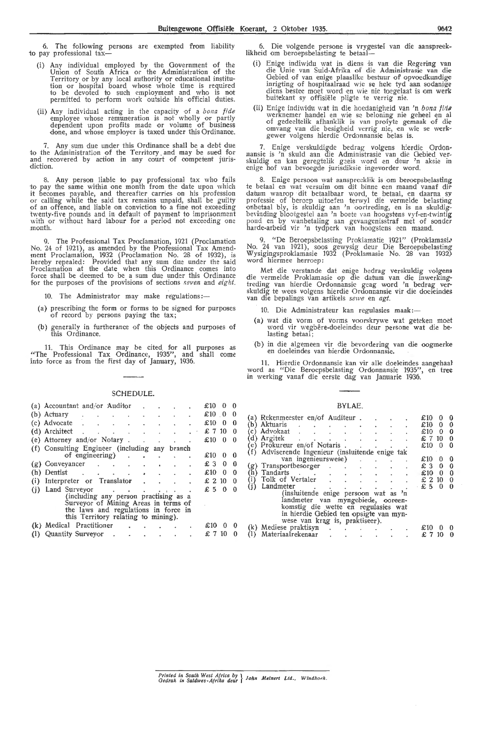6. The following persons are exempted from liability to pay professional tax—

(i) Any individual employed by the Government of the Union of South Africa or the Administration of the Territory or by any local authority or educational institution or hospital board whose whole time is required to be devoted to such employment and who is not permitted to perform work outside his official duties.

(ii) Any individual acting in the capacity of a *bona fide* employee whose remuneration is not wholly or partly dependent upon profits made or volume of business done, and whose employer is taxed under this Ordinance.

7. Any sum due under this Ordinance shall be a debt due to the Administration of the Territory and may be sued for and recovered by action in any court of competent jurisdiction.

8. Any person liable to pay professional tax who fails to pay the same within one month from the date upon which it becomes payable, and thereafter carries on his profession or calling while the said tax remains unpaid, shall be guilty of an offence, and liable on conviction to a fine not exceeding twenty-five pounds and in default of payment to imprisonment with or without hard labour for a period not exceeding one month.

9. The Professional Tax Proclamation, 1921 (Proclamation No. 24 of 1921), as amended by the Professional Tax Amendment Proclamation, 1932 (Proclamation No. 28 of 1932), is hereby repealed: Provided that any sum due under the said Proclamation at the date when this Ordinance comes into force shall be deemed to be a sum due under this Ordinance for the purposes of the provisions of sections *seven* and *eight*.

10. The Administrator may make regulations:—

(a) prescribing the form or forms to be signed for purposes of record by persons paying the tax;

(b) generally in furtherance of the objects and purposes of this Ordinance.

11. This Ordinance may be cited for all purposes as "The Professional Tax Ordinance, 1935", and shall come into force as from the first day of January, 1936.

## SCHEDULE.

| | |
|---|---|
| (a) Accountant and/or Auditor | £10 0 0 |
| (b) Actuary | £10 0 0 |
| (c) Advocate | £10 0 0 |
| (d) Architect | £ 7 10 0 |
| (e) Attorney and/or Notary | £10 0 0 |
| (f) Consulting Engineer (including any branch of engineering) | £10 0 0 |
| (g) Conveyancer | £ 3 0 0 |
| (h) Dentist | £10 0 0 |
| (i) Interpreter or Translator | £ 2 10 0 |
| (j) Land Surveyor (including any person practising as a Surveyor of Mining Areas in terms of the laws and regulations in force in this Territory relating to mining). | £ 5 0 0 |
| (k) Medical Practitioner | £10 0 0 |
| (l) Quantity Surveyor | £ 7 10 0 |

6. Die volgende persone is vrygestel van die aanspreeklikheid om beroepsbelasting te betaal—

(i) Enige indiwidu wat in diens is van die Regering van die Unie van Suid-Afrika of die Administrasie van die Gebied of van enige plaaslike bestuur of opvoedkundige inrigting of hospitaalraad wie se hele tyd aan sodanige diens bestee moet word en wie nie toegelaat is om werk buitekant sy offisiële pligte te verrig nie.

(ii) Enige indiwidu wat in die hoedanigheid van 'n *bona fide* werknemer handel en wie se beloning nie geheel en al of gedeeltelik afhanklik is van profyte gemaak of die omvang van die besigheid verrig nie, en wie se werkgewer volgens hierdie Ordonnansie belas is.

7. Enige verskuldigde bedrag volgens hierdie Ordonnansie is 'n skuld aan die Administrasie van die Gebied verskuldig en kan geregtelik gaeis word en deur 'n aksie in enige hof van bevoegde jurisdiksie ingevorder word.

8. Enige persoon wat aanspreeklik is om beroepsbelasting te betaal en wat versuim om dit binne een maand vanaf die datum waarop dit betaalbaar word, te betaal, en daarna sy professie of beroep uitoefen terwyl die vermelde belasting onbetaal bly, is skuldig aan 'n oortreding, en is na skuldigbevinding blootgestel aan 'n boete van hoogstens vyf-en-twintig pond en by wanbetaling aan gevangenisstraf met of sonder harde-arbeid vir 'n tydperk van hoogstens een maand.

9. "De Beroepsbelasting Proklamatie 1921" (Proklamasie No. 24 van 1921), soos gewysig deur Die Beroepsbelasting Wysigingsproklamasie 1932 (Proklamasie No. 28 van 1932) word hiermee herroep:

Met die verstande dat enige bedrag verskuldig volgens die vermelde Proklamasie op die datum van die inwerkingtreding van hierdie Ordonnansie geag word 'n bedrag verskuldig te wees volgens hierdie Ordonnansie vir die doeleindes van die bepalings van artikels *sewe* en *agt*.

10. Die Administrateur kan regulasies maak:—

(a) wat die vorm of vorms voorskrywe wat geteken moet word vir wegbêre-doeleindes deur persone wat die belasting betaal;

(b) in die algemeen vir die bevordering van die oogmerke en doeleindes van hierdie Ordonnansie.

11. Hierdie Ordonnansie kan vir alle doeleindes aangehaal word as "Die Beroepsbelasting Ordonnansie 1935", en tree in werking vanaf die eerste dag van Januarie 1936.

## BYLAE.

| | |
|---|---|
| (a) Rekenmeester en/of Auditeur | £10 0 0 |
| (b) Aktuaris | £10 0 0 |
| (c) Advokaat | £10 0 0 |
| (d) Argitek | £ 7 10 0 |
| (e) Prokureur en/of Notaris | £10 0 0 |
| (f) Adviserende Ingenieur (insluitende enige tak van ingenieurswese) | £10 0 0 |
| (g) Transportbesorger | £ 3 0 0 |
| (h) Tandarts | £10 0 0 |
| (i) Tolk of Vertaler | £ 2 10 0 |
| (j) Landmeter (insluitende enige persoon wat as 'n landmeter van myngebiede, ooreenkomstig die wette en regulasies wat in hierdie Gebied ten opsigte van mynwese van krag is, praktiseer). | £ 5 0 0 |
| (k) Mediese praktisyn | £10 0 0 |
| (l) Materiaalrekenaar | £ 7 10 0 |

Printed in South West Africa by / Gedruk in Suidwes-Afrika deur John Meinert Ltd., Windhoek.